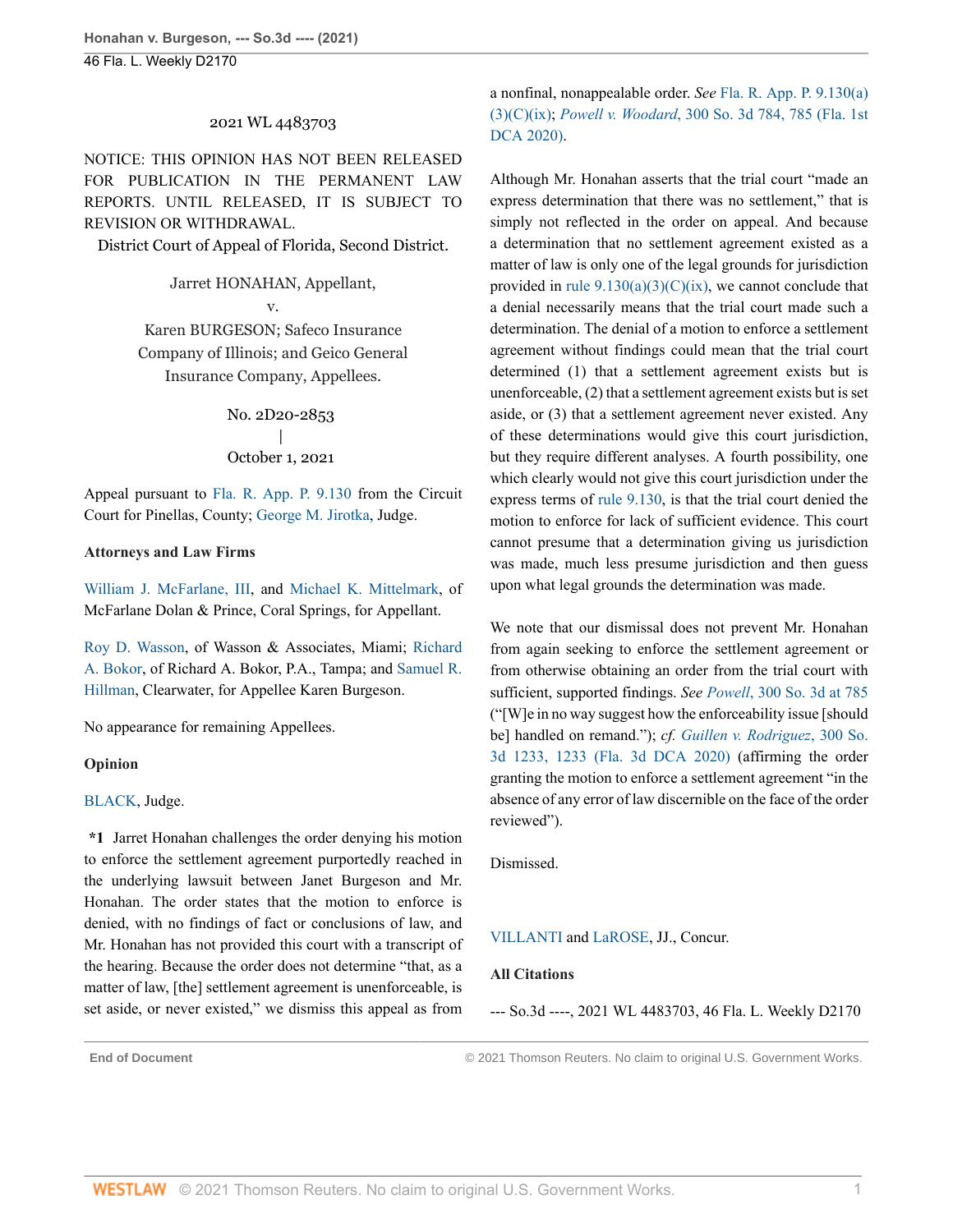2021 WL 4483703

NOTICE: THIS OPINION HAS NOT BEEN RELEASED FOR PUBLICATION IN THE PERMANENT LAW REPORTS. UNTIL RELEASED, IT IS SUBJECT TO REVISION OR WITHDRAWAL.

District Court of Appeal of Florida, Second District.

Jarret HONAHAN, Appellant,
v.
Karen BURGESON; Safeco Insurance Company of Illinois; and Geico General Insurance Company, Appellees.

No. 2D20-2853
|
October 1, 2021

Appeal pursuant to Fla. R. App. P. 9.130 from the Circuit Court for Pinellas, County; George M. Jirotka, Judge.

**Attorneys and Law Firms**

William J. McFarlane, III, and Michael K. Mittelmark, of McFarlane Dolan & Prince, Coral Springs, for Appellant.

Roy D. Wasson, of Wasson & Associates, Miami; Richard A. Bokor, of Richard A. Bokor, P.A., Tampa; and Samuel R. Hillman, Clearwater, for Appellee Karen Burgeson.

No appearance for remaining Appellees.

**Opinion**

BLACK, Judge.

**\*1** Jarret Honahan challenges the order denying his motion to enforce the settlement agreement purportedly reached in the underlying lawsuit between Janet Burgeson and Mr. Honahan. The order states that the motion to enforce is denied, with no findings of fact or conclusions of law, and Mr. Honahan has not provided this court with a transcript of the hearing. Because the order does not determine "that, as a matter of law, [the] settlement agreement is unenforceable, is set aside, or never existed," we dismiss this appeal as from a nonfinal, nonappealable order. *See* Fla. R. App. P. 9.130(a)(3)(C)(ix); *Powell v. Woodard*, 300 So. 3d 784, 785 (Fla. 1st DCA 2020).

Although Mr. Honahan asserts that the trial court "made an express determination that there was no settlement," that is simply not reflected in the order on appeal. And because a determination that no settlement agreement existed as a matter of law is only one of the legal grounds for jurisdiction provided in rule 9.130(a)(3)(C)(ix), we cannot conclude that a denial necessarily means that the trial court made such a determination. The denial of a motion to enforce a settlement agreement without findings could mean that the trial court determined (1) that a settlement agreement exists but is unenforceable, (2) that a settlement agreement exists but is set aside, or (3) that a settlement agreement never existed. Any of these determinations would give this court jurisdiction, but they require different analyses. A fourth possibility, one which clearly would not give this court jurisdiction under the express terms of rule 9.130, is that the trial court denied the motion to enforce for lack of sufficient evidence. This court cannot presume that a determination giving us jurisdiction was made, much less presume jurisdiction and then guess upon what legal grounds the determination was made.

We note that our dismissal does not prevent Mr. Honahan from again seeking to enforce the settlement agreement or from otherwise obtaining an order from the trial court with sufficient, supported findings. *See Powell*, 300 So. 3d at 785 ("[W]e in no way suggest how the enforceability issue [should be] handled on remand."); *cf. Guillen v. Rodriguez*, 300 So. 3d 1233, 1233 (Fla. 3d DCA 2020) (affirming the order granting the motion to enforce a settlement agreement "in the absence of any error of law discernible on the face of the order reviewed").

Dismissed.

VILLANTI and LaROSE, JJ., Concur.

**All Citations**

--- So.3d ----, 2021 WL 4483703, 46 Fla. L. Weekly D2170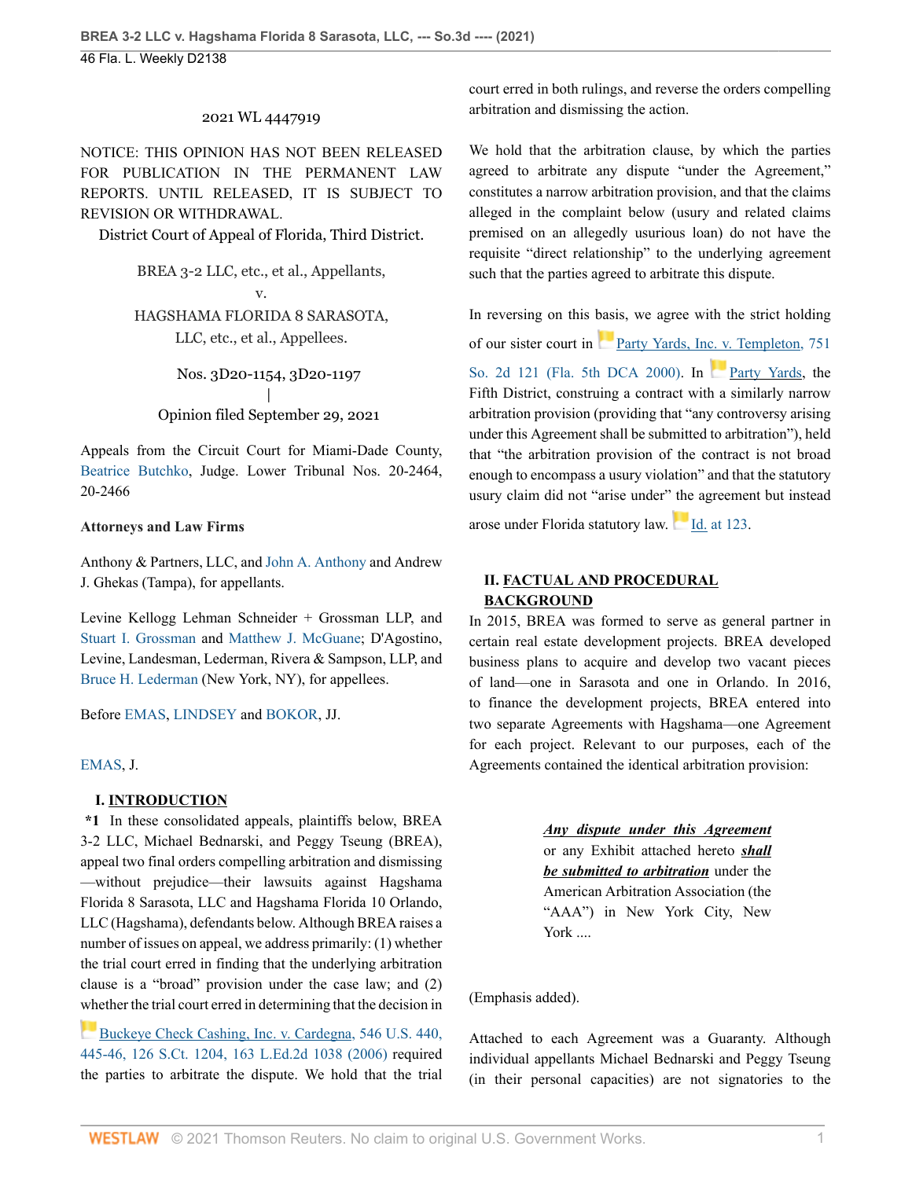2021 WL 4447919

NOTICE: THIS OPINION HAS NOT BEEN RELEASED FOR PUBLICATION IN THE PERMANENT LAW REPORTS. UNTIL RELEASED, IT IS SUBJECT TO REVISION OR WITHDRAWAL.

District Court of Appeal of Florida, Third District.

BREA 3-2 LLC, etc., et al., Appellants,
v.
HAGSHAMA FLORIDA 8 SARASOTA, LLC, etc., et al., Appellees.

Nos. 3D20-1154, 3D20-1197
|
Opinion filed September 29, 2021

Appeals from the Circuit Court for Miami-Dade County, Beatrice Butchko, Judge. Lower Tribunal Nos. 20-2464, 20-2466

**Attorneys and Law Firms**

Anthony & Partners, LLC, and John A. Anthony and Andrew J. Ghekas (Tampa), for appellants.

Levine Kellogg Lehman Schneider + Grossman LLP, and Stuart I. Grossman and Matthew J. McGuane; D'Agostino, Levine, Landesman, Lederman, Rivera & Sampson, LLP, and Bruce H. Lederman (New York, NY), for appellees.

Before EMAS, LINDSEY and BOKOR, JJ.

EMAS, J.

## I. INTRODUCTION

**\*1** In these consolidated appeals, plaintiffs below, BREA 3-2 LLC, Michael Bednarski, and Peggy Tseung (BREA), appeal two final orders compelling arbitration and dismissing —without prejudice—their lawsuits against Hagshama Florida 8 Sarasota, LLC and Hagshama Florida 10 Orlando, LLC (Hagshama), defendants below. Although BREA raises a number of issues on appeal, we address primarily: (1) whether the trial court erred in finding that the underlying arbitration clause is a "broad" provision under the case law; and (2) whether the trial court erred in determining that the decision in Buckeye Check Cashing, Inc. v. Cardegna, 546 U.S. 440, 445-46, 126 S.Ct. 1204, 163 L.Ed.2d 1038 (2006) required the parties to arbitrate the dispute. We hold that the trial court erred in both rulings, and reverse the orders compelling arbitration and dismissing the action.

We hold that the arbitration clause, by which the parties agreed to arbitrate any dispute "under the Agreement," constitutes a narrow arbitration provision, and that the claims alleged in the complaint below (usury and related claims premised on an allegedly usurious loan) do not have the requisite "direct relationship" to the underlying agreement such that the parties agreed to arbitrate this dispute.

In reversing on this basis, we agree with the strict holding of our sister court in Party Yards, Inc. v. Templeton, 751 So. 2d 121 (Fla. 5th DCA 2000). In Party Yards, the Fifth District, construing a contract with a similarly narrow arbitration provision (providing that "any controversy arising under this Agreement shall be submitted to arbitration"), held that "the arbitration provision of the contract is not broad enough to encompass a usury violation" and that the statutory usury claim did not "arise under" the agreement but instead arose under Florida statutory law. Id. at 123.

## II. FACTUAL AND PROCEDURAL BACKGROUND

In 2015, BREA was formed to serve as general partner in certain real estate development projects. BREA developed business plans to acquire and develop two vacant pieces of land—one in Sarasota and one in Orlando. In 2016, to finance the development projects, BREA entered into two separate Agreements with Hagshama—one Agreement for each project. Relevant to our purposes, each of the Agreements contained the identical arbitration provision:

> ***Any dispute under this Agreement*** or any Exhibit attached hereto ***shall be submitted to arbitration*** under the American Arbitration Association (the "AAA") in New York City, New York ....

(Emphasis added).

Attached to each Agreement was a Guaranty. Although individual appellants Michael Bednarski and Peggy Tseung (in their personal capacities) are not signatories to the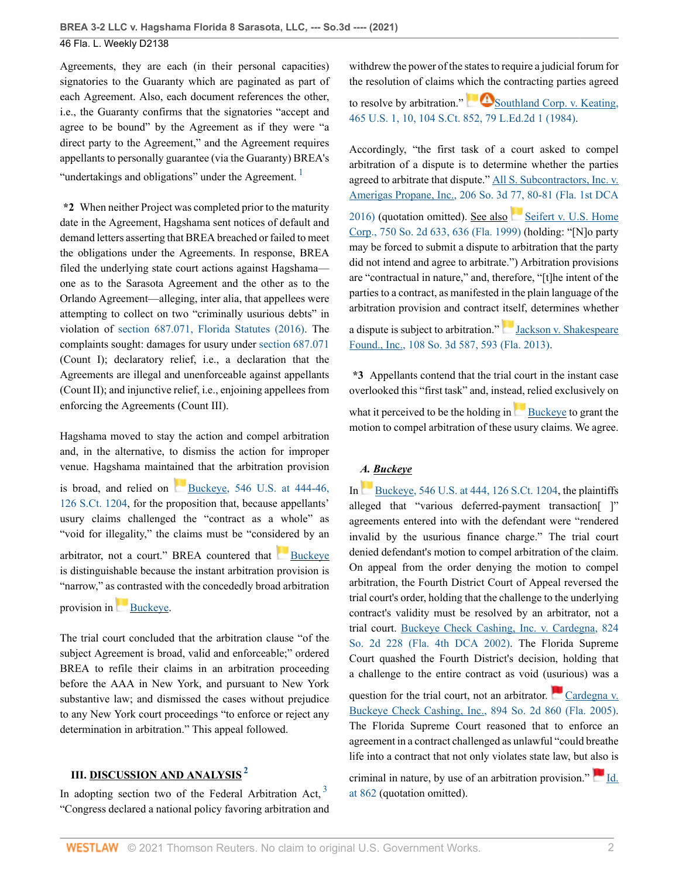Agreements, they are each (in their personal capacities) signatories to the Guaranty which are paginated as part of each Agreement. Also, each document references the other, i.e., the Guaranty confirms that the signatories "accept and agree to be bound" by the Agreement as if they were "a direct party to the Agreement," and the Agreement requires appellants to personally guarantee (via the Guaranty) BREA's "undertakings and obligations" under the Agreement. [1]

**\*2** When neither Project was completed prior to the maturity date in the Agreement, Hagshama sent notices of default and demand letters asserting that BREA breached or failed to meet the obligations under the Agreements. In response, BREA filed the underlying state court actions against Hagshama—one as to the Sarasota Agreement and the other as to the Orlando Agreement—alleging, inter alia, that appellees were attempting to collect on two "criminally usurious debts" in violation of section 687.071, Florida Statutes (2016). The complaints sought: damages for usury under section 687.071 (Count I); declaratory relief, i.e., a declaration that the Agreements are illegal and unenforceable against appellants (Count II); and injunctive relief, i.e., enjoining appellees from enforcing the Agreements (Count III).

Hagshama moved to stay the action and compel arbitration and, in the alternative, to dismiss the action for improper venue. Hagshama maintained that the arbitration provision is broad, and relied on Buckeye, 546 U.S. at 444-46, 126 S.Ct. 1204, for the proposition that, because appellants' usury claims challenged the "contract as a whole" as "void for illegality," the claims must be "considered by an arbitrator, not a court." BREA countered that Buckeye is distinguishable because the instant arbitration provision is "narrow," as contrasted with the concededly broad arbitration provision in Buckeye.

The trial court concluded that the arbitration clause "of the subject Agreement is broad, valid and enforceable;" ordered BREA to refile their claims in an arbitration proceeding before the AAA in New York, and pursuant to New York substantive law; and dismissed the cases without prejudice to any New York court proceedings "to enforce or reject any determination in arbitration." This appeal followed.

## III. DISCUSSION AND ANALYSIS [2]

In adopting section two of the Federal Arbitration Act, [3] "Congress declared a national policy favoring arbitration and withdrew the power of the states to require a judicial forum for the resolution of claims which the contracting parties agreed to resolve by arbitration." Southland Corp. v. Keating, 465 U.S. 1, 10, 104 S.Ct. 852, 79 L.Ed.2d 1 (1984).

Accordingly, "the first task of a court asked to compel arbitration of a dispute is to determine whether the parties agreed to arbitrate that dispute." All S. Subcontractors, Inc. v. Amerigas Propane, Inc., 206 So. 3d 77, 80-81 (Fla. 1st DCA 2016) (quotation omitted). See also Seifert v. U.S. Home Corp., 750 So. 2d 633, 636 (Fla. 1999) (holding: "[N]o party may be forced to submit a dispute to arbitration that the party did not intend and agree to arbitrate.") Arbitration provisions are "contractual in nature," and, therefore, "[t]he intent of the parties to a contract, as manifested in the plain language of the arbitration provision and contract itself, determines whether a dispute is subject to arbitration." Jackson v. Shakespeare Found., Inc., 108 So. 3d 587, 593 (Fla. 2013).

**\*3** Appellants contend that the trial court in the instant case overlooked this "first task" and, instead, relied exclusively on what it perceived to be the holding in Buckeye to grant the motion to compel arbitration of these usury claims. We agree.

### A. *Buckeye*

In Buckeye, 546 U.S. at 444, 126 S.Ct. 1204, the plaintiffs alleged that "various deferred-payment transaction[ ]" agreements entered into with the defendant were "rendered invalid by the usurious finance charge." The trial court denied defendant's motion to compel arbitration of the claim. On appeal from the order denying the motion to compel arbitration, the Fourth District Court of Appeal reversed the trial court's order, holding that the challenge to the underlying contract's validity must be resolved by an arbitrator, not a trial court. Buckeye Check Cashing, Inc. v. Cardegna, 824 So. 2d 228 (Fla. 4th DCA 2002). The Florida Supreme Court quashed the Fourth District's decision, holding that a challenge to the entire contract as void (usurious) was a question for the trial court, not an arbitrator. Cardegna v. Buckeye Check Cashing, Inc., 894 So. 2d 860 (Fla. 2005). The Florida Supreme Court reasoned that to enforce an agreement in a contract challenged as unlawful "could breathe life into a contract that not only violates state law, but also is criminal in nature, by use of an arbitration provision." Id. at 862 (quotation omitted).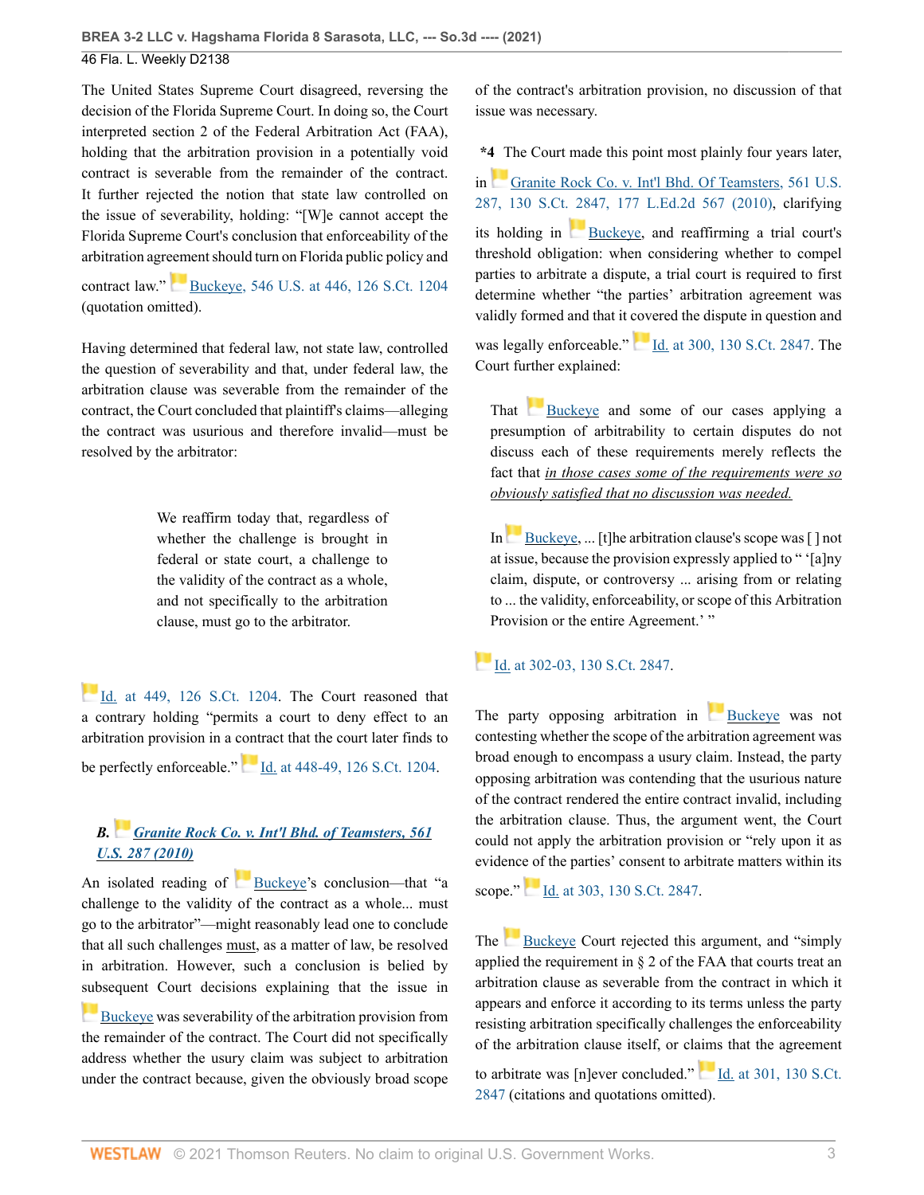The United States Supreme Court disagreed, reversing the decision of the Florida Supreme Court. In doing so, the Court interpreted section 2 of the Federal Arbitration Act (FAA), holding that the arbitration provision in a potentially void contract is severable from the remainder of the contract. It further rejected the notion that state law controlled on the issue of severability, holding: "[W]e cannot accept the Florida Supreme Court's conclusion that enforceability of the arbitration agreement should turn on Florida public policy and contract law." Buckeye, 546 U.S. at 446, 126 S.Ct. 1204 (quotation omitted).

Having determined that federal law, not state law, controlled the question of severability and that, under federal law, the arbitration clause was severable from the remainder of the contract, the Court concluded that plaintiff's claims—alleging the contract was usurious and therefore invalid—must be resolved by the arbitrator:

> We reaffirm today that, regardless of whether the challenge is brought in federal or state court, a challenge to the validity of the contract as a whole, and not specifically to the arbitration clause, must go to the arbitrator.

Id. at 449, 126 S.Ct. 1204. The Court reasoned that a contrary holding "permits a court to deny effect to an arbitration provision in a contract that the court later finds to be perfectly enforceable." Id. at 448-49, 126 S.Ct. 1204.

### *B. Granite Rock Co. v. Int'l Bhd. of Teamsters, 561 U.S. 287 (2010)*

An isolated reading of Buckeye's conclusion—that "a challenge to the validity of the contract as a whole... must go to the arbitrator"—might reasonably lead one to conclude that all such challenges <u>must</u>, as a matter of law, be resolved in arbitration. However, such a conclusion is belied by subsequent Court decisions explaining that the issue in Buckeye was severability of the arbitration provision from the remainder of the contract. The Court did not specifically address whether the usury claim was subject to arbitration under the contract because, given the obviously broad scope of the contract's arbitration provision, no discussion of that issue was necessary.

**\*4** The Court made this point most plainly four years later, in Granite Rock Co. v. Int'l Bhd. Of Teamsters, 561 U.S. 287, 130 S.Ct. 2847, 177 L.Ed.2d 567 (2010), clarifying its holding in Buckeye, and reaffirming a trial court's threshold obligation: when considering whether to compel parties to arbitrate a dispute, a trial court is required to first determine whether "the parties' arbitration agreement was validly formed and that it covered the dispute in question and was legally enforceable." Id. at 300, 130 S.Ct. 2847. The Court further explained:

> That Buckeye and some of our cases applying a presumption of arbitrability to certain disputes do not discuss each of these requirements merely reflects the fact that <u>*in those cases some of the requirements were so obviously satisfied that no discussion was needed.*</u>
>
> In Buckeye, ... [t]he arbitration clause's scope was [ ] not at issue, because the provision expressly applied to " '[a]ny claim, dispute, or controversy ... arising from or relating to ... the validity, enforceability, or scope of this Arbitration Provision or the entire Agreement.' "

Id. at 302-03, 130 S.Ct. 2847.

The party opposing arbitration in Buckeye was not contesting whether the scope of the arbitration agreement was broad enough to encompass a usury claim. Instead, the party opposing arbitration was contending that the usurious nature of the contract rendered the entire contract invalid, including the arbitration clause. Thus, the argument went, the Court could not apply the arbitration provision or "rely upon it as evidence of the parties' consent to arbitrate matters within its scope." Id. at 303, 130 S.Ct. 2847.

The Buckeye Court rejected this argument, and "simply applied the requirement in § 2 of the FAA that courts treat an arbitration clause as severable from the contract in which it appears and enforce it according to its terms unless the party resisting arbitration specifically challenges the enforceability of the arbitration clause itself, or claims that the agreement to arbitrate was [n]ever concluded." Id. at 301, 130 S.Ct. 2847 (citations and quotations omitted).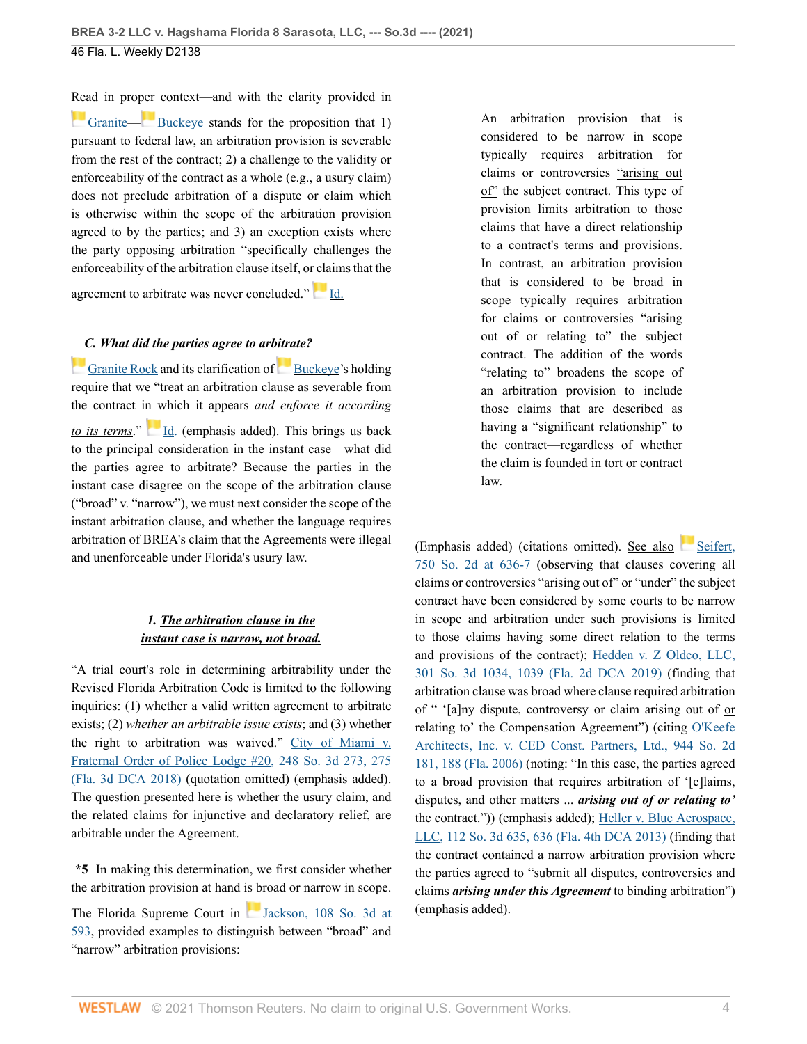Read in proper context—and with the clarity provided in Granite—Buckeye stands for the proposition that 1) pursuant to federal law, an arbitration provision is severable from the rest of the contract; 2) a challenge to the validity or enforceability of the contract as a whole (e.g., a usury claim) does not preclude arbitration of a dispute or claim which is otherwise within the scope of the arbitration provision agreed to by the parties; and 3) an exception exists where the party opposing arbitration "specifically challenges the enforceability of the arbitration clause itself, or claims that the agreement to arbitrate was never concluded." Id.

### C. *What did the parties agree to arbitrate?*

Granite Rock and its clarification of Buckeye's holding require that we "treat an arbitration clause as severable from the contract in which it appears ***and enforce it according to its terms***." Id. (emphasis added). This brings us back to the principal consideration in the instant case—what did the parties agree to arbitrate? Because the parties in the instant case disagree on the scope of the arbitration clause ("broad" v. "narrow"), we must next consider the scope of the instant arbitration clause, and whether the language requires arbitration of BREA's claim that the Agreements were illegal and unenforceable under Florida's usury law.

#### 1. *The arbitration clause in the instant case is narrow, not broad.*

"A trial court's role in determining arbitrability under the Revised Florida Arbitration Code is limited to the following inquiries: (1) whether a valid written agreement to arbitrate exists; (2) *whether an arbitrable issue exists*; and (3) whether the right to arbitration was waived." City of Miami v. Fraternal Order of Police Lodge #20, 248 So. 3d 273, 275 (Fla. 3d DCA 2018) (quotation omitted) (emphasis added). The question presented here is whether the usury claim, and the related claims for injunctive and declaratory relief, are arbitrable under the Agreement.

**\*5** In making this determination, we first consider whether the arbitration provision at hand is broad or narrow in scope. The Florida Supreme Court in Jackson, 108 So. 3d at 593, provided examples to distinguish between "broad" and "narrow" arbitration provisions:

> An arbitration provision that is considered to be narrow in scope typically requires arbitration for claims or controversies "arising out of" the subject contract. This type of provision limits arbitration to those claims that have a direct relationship to a contract's terms and provisions. In contrast, an arbitration provision that is considered to be broad in scope typically requires arbitration for claims or controversies "arising out of or relating to" the subject contract. The addition of the words "relating to" broadens the scope of an arbitration provision to include those claims that are described as having a "significant relationship" to the contract—regardless of whether the claim is founded in tort or contract law.

(Emphasis added) (citations omitted). See also Seifert, 750 So. 2d at 636-7 (observing that clauses covering all claims or controversies "arising out of" or "under" the subject contract have been considered by some courts to be narrow in scope and arbitration under such provisions is limited to those claims having some direct relation to the terms and provisions of the contract); Hedden v. Z Oldco, LLC, 301 So. 3d 1034, 1039 (Fla. 2d DCA 2019) (finding that arbitration clause was broad where clause required arbitration of " '[a]ny dispute, controversy or claim arising out of or relating to' the Compensation Agreement") (citing O'Keefe Architects, Inc. v. CED Const. Partners, Ltd., 944 So. 2d 181, 188 (Fla. 2006) (noting: "In this case, the parties agreed to a broad provision that requires arbitration of '[c]laims, disputes, and other matters ... ***arising out of or relating to'*** the contract.")) (emphasis added); Heller v. Blue Aerospace, LLC, 112 So. 3d 635, 636 (Fla. 4th DCA 2013) (finding that the contract contained a narrow arbitration provision where the parties agreed to "submit all disputes, controversies and claims ***arising under this Agreement*** to binding arbitration") (emphasis added).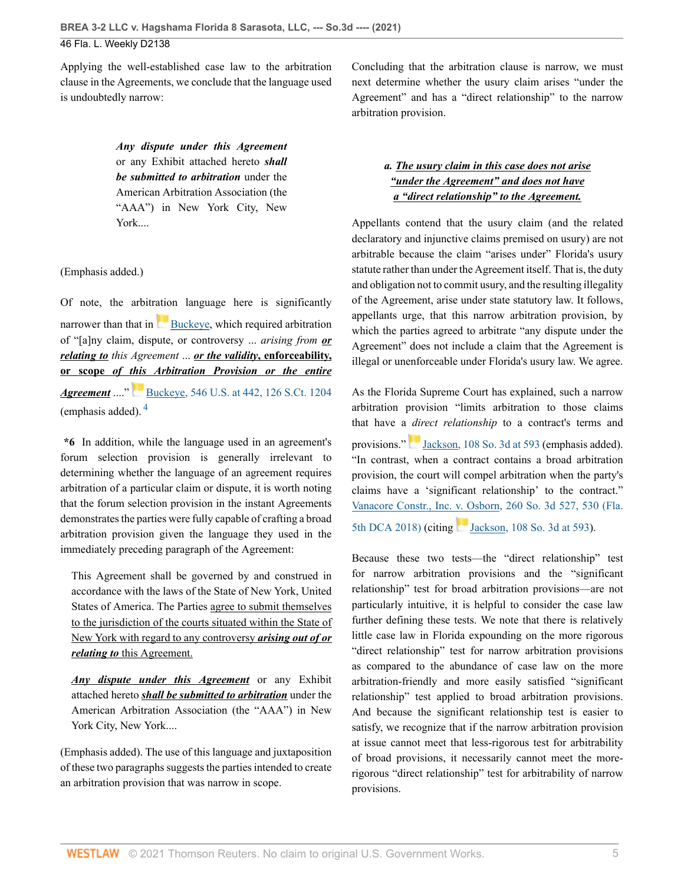Applying the well-established case law to the arbitration clause in the Agreements, we conclude that the language used is undoubtedly narrow:

> ***Any dispute under this Agreement*** or any Exhibit attached hereto ***shall be submitted to arbitration*** under the American Arbitration Association (the "AAA") in New York City, New York....

(Emphasis added.)

Of note, the arbitration language here is significantly narrower than that in Buckeye, which required arbitration of "[a]ny claim, dispute, or controversy ... *arising from* ***or relating to*** *this Agreement* ... ***or the validity*, enforceability, or scope *of this Arbitration Provision or the entire Agreement*** ...." Buckeye, 546 U.S. at 442, 126 S.Ct. 1204 (emphasis added).[4]

**\*6** In addition, while the language used in an agreement's forum selection provision is generally irrelevant to determining whether the language of an agreement requires arbitration of a particular claim or dispute, it is worth noting that the forum selection provision in the instant Agreements demonstrates the parties were fully capable of crafting a broad arbitration provision given the language they used in the immediately preceding paragraph of the Agreement:

> This Agreement shall be governed by and construed in accordance with the laws of the State of New York, United States of America. The Parties agree to submit themselves to the jurisdiction of the courts situated within the State of New York with regard to any controversy ***arising out of or relating to*** this Agreement.
>
> ***Any dispute under this Agreement*** or any Exhibit attached hereto ***shall be submitted to arbitration*** under the American Arbitration Association (the "AAA") in New York City, New York....

(Emphasis added). The use of this language and juxtaposition of these two paragraphs suggests the parties intended to create an arbitration provision that was narrow in scope.

Concluding that the arbitration clause is narrow, we must next determine whether the usury claim arises "under the Agreement" and has a "direct relationship" to the narrow arbitration provision.

***a. The usury claim in this case does not arise "under the Agreement" and does not have a "direct relationship" to the Agreement.***

Appellants contend that the usury claim (and the related declaratory and injunctive claims premised on usury) are not arbitrable because the claim "arises under" Florida's usury statute rather than under the Agreement itself. That is, the duty and obligation not to commit usury, and the resulting illegality of the Agreement, arise under state statutory law. It follows, appellants urge, that this narrow arbitration provision, by which the parties agreed to arbitrate "any dispute under the Agreement" does not include a claim that the Agreement is illegal or unenforceable under Florida's usury law. We agree.

As the Florida Supreme Court has explained, such a narrow arbitration provision "limits arbitration to those claims that have a *direct relationship* to a contract's terms and provisions." Jackson, 108 So. 3d at 593 (emphasis added). "In contrast, when a contract contains a broad arbitration provision, the court will compel arbitration when the party's claims have a 'significant relationship' to the contract." Vanacore Constr., Inc. v. Osborn, 260 So. 3d 527, 530 (Fla. 5th DCA 2018) (citing Jackson, 108 So. 3d at 593).

Because these two tests—the "direct relationship" test for narrow arbitration provisions and the "significant relationship" test for broad arbitration provisions—are not particularly intuitive, it is helpful to consider the case law further defining these tests. We note that there is relatively little case law in Florida expounding on the more rigorous "direct relationship" test for narrow arbitration provisions as compared to the abundance of case law on the more arbitration-friendly and more easily satisfied "significant relationship" test applied to broad arbitration provisions. And because the significant relationship test is easier to satisfy, we recognize that if the narrow arbitration provision at issue cannot meet that less-rigorous test for arbitrability of broad provisions, it necessarily cannot meet the more-rigorous "direct relationship" test for arbitrability of narrow provisions.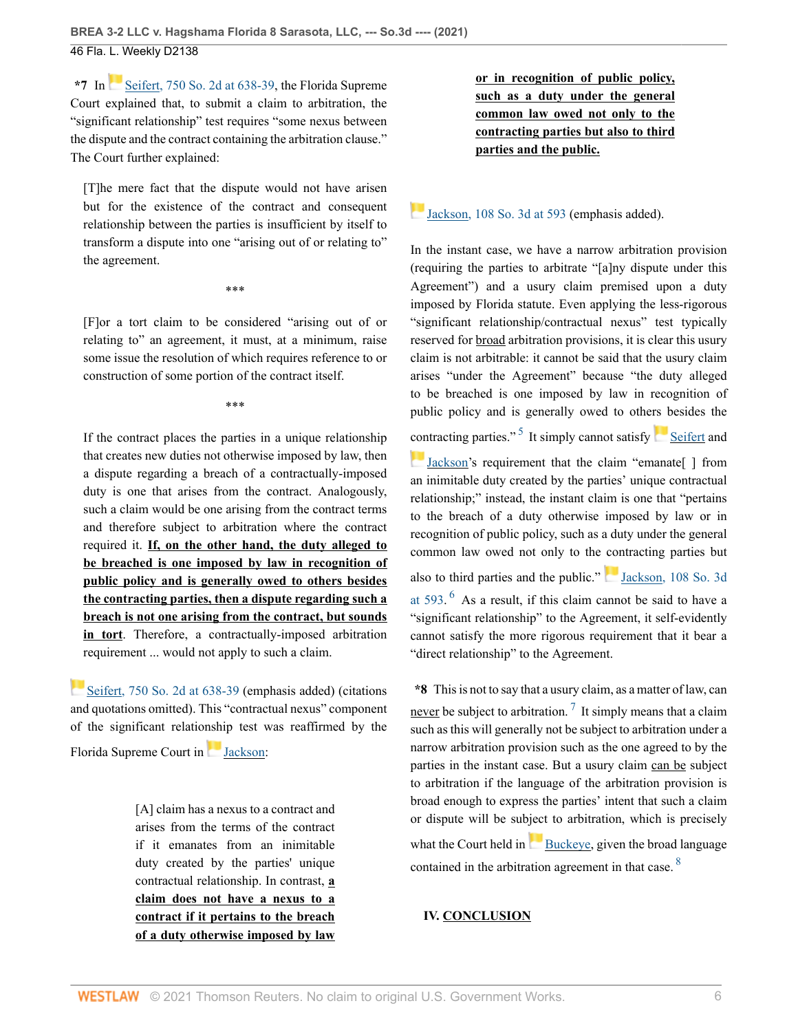**\*7** In Seifert, 750 So. 2d at 638-39, the Florida Supreme Court explained that, to submit a claim to arbitration, the "significant relationship" test requires "some nexus between the dispute and the contract containing the arbitration clause." The Court further explained:

> [T]he mere fact that the dispute would not have arisen but for the existence of the contract and consequent relationship between the parties is insufficient by itself to transform a dispute into one "arising out of or relating to" the agreement.
>
> \*\*\*
>
> [F]or a tort claim to be considered "arising out of or relating to" an agreement, it must, at a minimum, raise some issue the resolution of which requires reference to or construction of some portion of the contract itself.
>
> \*\*\*
>
> If the contract places the parties in a unique relationship that creates new duties not otherwise imposed by law, then a dispute regarding a breach of a contractually-imposed duty is one that arises from the contract. Analogously, such a claim would be one arising from the contract terms and therefore subject to arbitration where the contract required it. **<u>If, on the other hand, the duty alleged to be breached is one imposed by law in recognition of public policy and is generally owed to others besides the contracting parties, then a dispute regarding such a breach is not one arising from the contract, but sounds in tort</u>**. Therefore, a contractually-imposed arbitration requirement ... would not apply to such a claim.

Seifert, 750 So. 2d at 638-39 (emphasis added) (citations and quotations omitted). This "contractual nexus" component of the significant relationship test was reaffirmed by the Florida Supreme Court in Jackson:

> [A] claim has a nexus to a contract and arises from the terms of the contract if it emanates from an inimitable duty created by the parties' unique contractual relationship. In contrast, **<u>a claim does not have a nexus to a contract if it pertains to the breach of a duty otherwise imposed by law or in recognition of public policy, such as a duty under the general common law owed not only to the contracting parties but also to third parties and the public.</u>**

Jackson, 108 So. 3d at 593 (emphasis added).

In the instant case, we have a narrow arbitration provision (requiring the parties to arbitrate "[a]ny dispute under this Agreement") and a usury claim premised upon a duty imposed by Florida statute. Even applying the less-rigorous "significant relationship/contractual nexus" test typically reserved for <u>broad</u> arbitration provisions, it is clear this usury claim is not arbitrable: it cannot be said that the usury claim arises "under the Agreement" because "the duty alleged to be breached is one imposed by law in recognition of public policy and is generally owed to others besides the contracting parties."[5] It simply cannot satisfy Seifert and Jackson's requirement that the claim "emanate[ ] from an inimitable duty created by the parties' unique contractual relationship;" instead, the instant claim is one that "pertains to the breach of a duty otherwise imposed by law or in recognition of public policy, such as a duty under the general common law owed not only to the contracting parties but also to third parties and the public." Jackson, 108 So. 3d at 593.[6] As a result, if this claim cannot be said to have a "significant relationship" to the Agreement, it self-evidently cannot satisfy the more rigorous requirement that it bear a "direct relationship" to the Agreement.

**\*8** This is not to say that a usury claim, as a matter of law, can <u>never</u> be subject to arbitration.[7] It simply means that a claim such as this will generally not be subject to arbitration under a narrow arbitration provision such as the one agreed to by the parties in the instant case. But a usury claim <u>can be</u> subject to arbitration if the language of the arbitration provision is broad enough to express the parties' intent that such a claim or dispute will be subject to arbitration, which is precisely what the Court held in Buckeye, given the broad language contained in the arbitration agreement in that case.[8]

## IV. <u>CONCLUSION</u>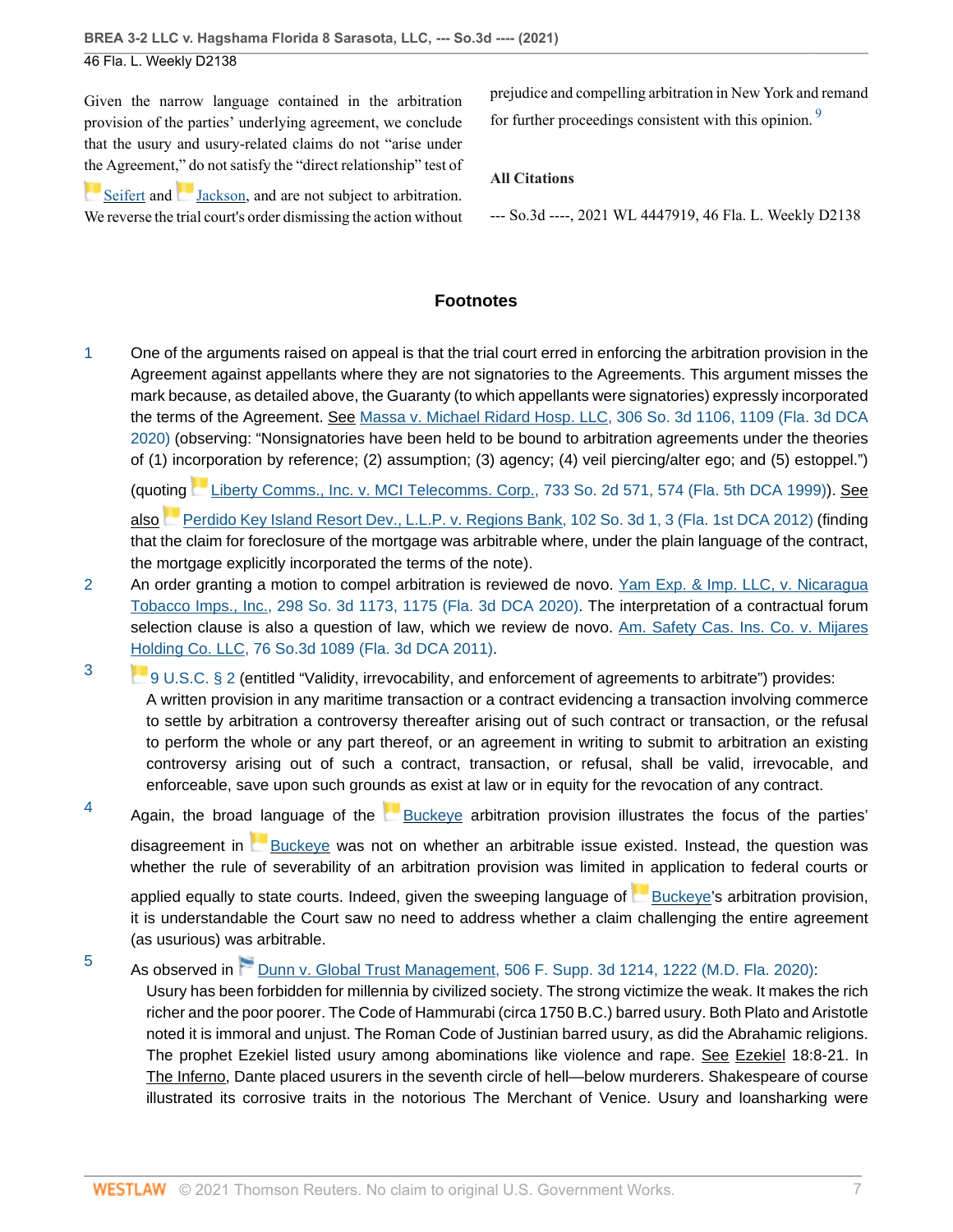Given the narrow language contained in the arbitration provision of the parties' underlying agreement, we conclude that the usury and usury-related claims do not "arise under the Agreement," do not satisfy the "direct relationship" test of Seifert and Jackson, and are not subject to arbitration. We reverse the trial court's order dismissing the action without prejudice and compelling arbitration in New York and remand for further proceedings consistent with this opinion.[9]

**All Citations**

--- So.3d ----, 2021 WL 4447919, 46 Fla. L. Weekly D2138

## Footnotes

1. One of the arguments raised on appeal is that the trial court erred in enforcing the arbitration provision in the Agreement against appellants where they are not signatories to the Agreements. This argument misses the mark because, as detailed above, the Guaranty (to which appellants were signatories) expressly incorporated the terms of the Agreement. See Massa v. Michael Ridard Hosp. LLC, 306 So. 3d 1106, 1109 (Fla. 3d DCA 2020) (observing: "Nonsignatories have been held to be bound to arbitration agreements under the theories of (1) incorporation by reference; (2) assumption; (3) agency; (4) veil piercing/alter ego; and (5) estoppel.") (quoting Liberty Comms., Inc. v. MCI Telecomms. Corp., 733 So. 2d 571, 574 (Fla. 5th DCA 1999)). See also Perdido Key Island Resort Dev., L.L.P. v. Regions Bank, 102 So. 3d 1, 3 (Fla. 1st DCA 2012) (finding that the claim for foreclosure of the mortgage was arbitrable where, under the plain language of the contract, the mortgage explicitly incorporated the terms of the note).

2. An order granting a motion to compel arbitration is reviewed de novo. Yam Exp. & Imp. LLC, v. Nicaragua Tobacco Imps., Inc., 298 So. 3d 1173, 1175 (Fla. 3d DCA 2020). The interpretation of a contractual forum selection clause is also a question of law, which we review de novo. Am. Safety Cas. Ins. Co. v. Mijares Holding Co. LLC, 76 So.3d 1089 (Fla. 3d DCA 2011).

3. 9 U.S.C. § 2 (entitled "Validity, irrevocability, and enforcement of agreements to arbitrate") provides:

   A written provision in any maritime transaction or a contract evidencing a transaction involving commerce to settle by arbitration a controversy thereafter arising out of such contract or transaction, or the refusal to perform the whole or any part thereof, or an agreement in writing to submit to arbitration an existing controversy arising out of such a contract, transaction, or refusal, shall be valid, irrevocable, and enforceable, save upon such grounds as exist at law or in equity for the revocation of any contract.

4. Again, the broad language of the Buckeye arbitration provision illustrates the focus of the parties' disagreement in Buckeye was not on whether an arbitrable issue existed. Instead, the question was whether the rule of severability of an arbitration provision was limited in application to federal courts or applied equally to state courts. Indeed, given the sweeping language of Buckeye's arbitration provision, it is understandable the Court saw no need to address whether a claim challenging the entire agreement (as usurious) was arbitrable.

5. As observed in Dunn v. Global Trust Management, 506 F. Supp. 3d 1214, 1222 (M.D. Fla. 2020):

   Usury has been forbidden for millennia by civilized society. The strong victimize the weak. It makes the rich richer and the poor poorer. The Code of Hammurabi (circa 1750 B.C.) barred usury. Both Plato and Aristotle noted it is immoral and unjust. The Roman Code of Justinian barred usury, as did the Abrahamic religions. The prophet Ezekiel listed usury among abominations like violence and rape. See Ezekiel 18:8-21. In The Inferno, Dante placed usurers in the seventh circle of hell—below murderers. Shakespeare of course illustrated its corrosive traits in the notorious The Merchant of Venice. Usury and loansharking were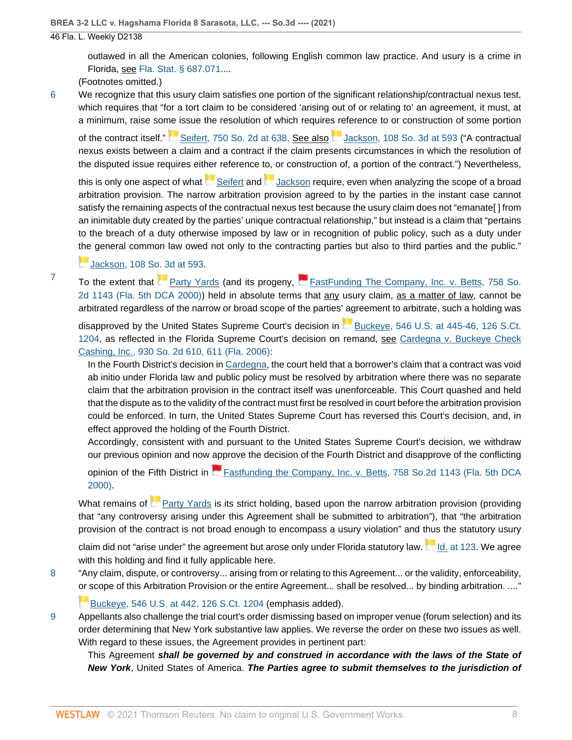outlawed in all the American colonies, following English common law practice. And usury is a crime in Florida, see Fla. Stat. § 687.071....

(Footnotes omitted.)

6 We recognize that this usury claim satisfies one portion of the significant relationship/contractual nexus test, which requires that "for a tort claim to be considered 'arising out of or relating to' an agreement, it must, at a minimum, raise some issue the resolution of which requires reference to or construction of some portion of the contract itself." Seifert, 750 So. 2d at 638. See also Jackson, 108 So. 3d at 593 ("A contractual nexus exists between a claim and a contract if the claim presents circumstances in which the resolution of the disputed issue requires either reference to, or construction of, a portion of the contract.") Nevertheless, this is only one aspect of what Seifert and Jackson require, even when analyzing the scope of a broad arbitration provision. The narrow arbitration provision agreed to by the parties in the instant case cannot satisfy the remaining aspects of the contractual nexus test because the usury claim does not "emanate[ ] from an inimitable duty created by the parties' unique contractual relationship," but instead is a claim that "pertains to the breach of a duty otherwise imposed by law or in recognition of public policy, such as a duty under the general common law owed not only to the contracting parties but also to third parties and the public." Jackson, 108 So. 3d at 593.

7 To the extent that Party Yards (and its progeny, FastFunding The Company, Inc. v. Betts, 758 So. 2d 1143 (Fla. 5th DCA 2000)) held in absolute terms that any usury claim, as a matter of law, cannot be arbitrated regardless of the narrow or broad scope of the parties' agreement to arbitrate, such a holding was disapproved by the United States Supreme Court's decision in Buckeye, 546 U.S. at 445-46, 126 S.Ct. 1204, as reflected in the Florida Supreme Court's decision on remand, see Cardegna v. Buckeye Check Cashing, Inc., 930 So. 2d 610, 611 (Fla. 2006):

> In the Fourth District's decision in Cardegna, the court held that a borrower's claim that a contract was void ab initio under Florida law and public policy must be resolved by arbitration where there was no separate claim that the arbitration provision in the contract itself was unenforceable. This Court quashed and held that the dispute as to the validity of the contract must first be resolved in court before the arbitration provision could be enforced. In turn, the United States Supreme Court has reversed this Court's decision, and, in effect approved the holding of the Fourth District.
>
> Accordingly, consistent with and pursuant to the United States Supreme Court's decision, we withdraw our previous opinion and now approve the decision of the Fourth District and disapprove of the conflicting opinion of the Fifth District in Fastfunding the Company, Inc. v. Betts, 758 So.2d 1143 (Fla. 5th DCA 2000).

What remains of Party Yards is its strict holding, based upon the narrow arbitration provision (providing that "any controversy arising under this Agreement shall be submitted to arbitration"), that "the arbitration provision of the contract is not broad enough to encompass a usury violation" and thus the statutory usury claim did not "arise under" the agreement but arose only under Florida statutory law. Id. at 123. We agree with this holding and find it fully applicable here.

8 "Any claim, dispute, or controversy... arising from or relating to this Agreement... or the validity, enforceability, or scope of this Arbitration Provision or the entire Agreement... shall be resolved... by binding arbitration. ...." Buckeye, 546 U.S. at 442, 126 S.Ct. 1204 (emphasis added).

9 Appellants also challenge the trial court's order dismissing based on improper venue (forum selection) and its order determining that New York substantive law applies. We reverse the order on these two issues as well. With regard to these issues, the Agreement provides in pertinent part:

> This Agreement ***shall be governed by and construed in accordance with the laws of the State of New York***, United States of America. ***The Parties agree to submit themselves to the jurisdiction of***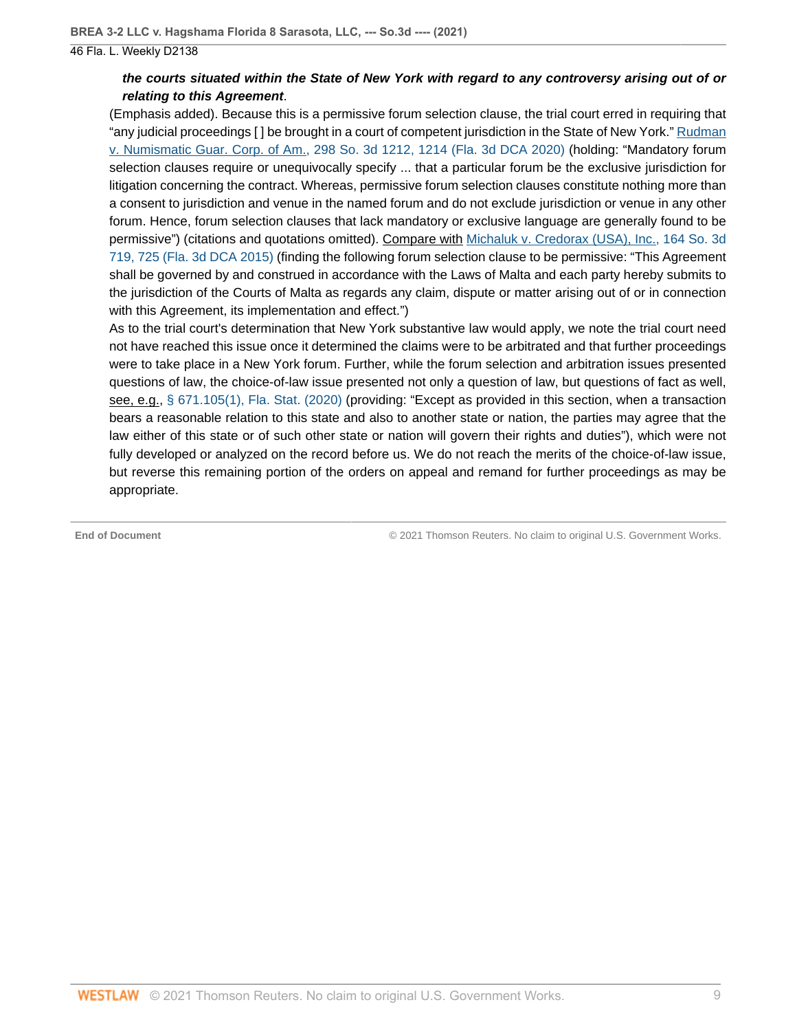***the courts situated within the State of New York with regard to any controversy arising out of or relating to this Agreement***.

(Emphasis added). Because this is a permissive forum selection clause, the trial court erred in requiring that "any judicial proceedings [ ] be brought in a court of competent jurisdiction in the State of New York." Rudman v. Numismatic Guar. Corp. of Am., 298 So. 3d 1212, 1214 (Fla. 3d DCA 2020) (holding: "Mandatory forum selection clauses require or unequivocally specify ... that a particular forum be the exclusive jurisdiction for litigation concerning the contract. Whereas, permissive forum selection clauses constitute nothing more than a consent to jurisdiction and venue in the named forum and do not exclude jurisdiction or venue in any other forum. Hence, forum selection clauses that lack mandatory or exclusive language are generally found to be permissive") (citations and quotations omitted). Compare with Michaluk v. Credorax (USA), Inc., 164 So. 3d 719, 725 (Fla. 3d DCA 2015) (finding the following forum selection clause to be permissive: "This Agreement shall be governed by and construed in accordance with the Laws of Malta and each party hereby submits to the jurisdiction of the Courts of Malta as regards any claim, dispute or matter arising out of or in connection with this Agreement, its implementation and effect.")

As to the trial court's determination that New York substantive law would apply, we note the trial court need not have reached this issue once it determined the claims were to be arbitrated and that further proceedings were to take place in a New York forum. Further, while the forum selection and arbitration issues presented questions of law, the choice-of-law issue presented not only a question of law, but questions of fact as well, see, e.g., § 671.105(1), Fla. Stat. (2020) (providing: "Except as provided in this section, when a transaction bears a reasonable relation to this state and also to another state or nation, the parties may agree that the law either of this state or of such other state or nation will govern their rights and duties"), which were not fully developed or analyzed on the record before us. We do not reach the merits of the choice-of-law issue, but reverse this remaining portion of the orders on appeal and remand for further proceedings as may be appropriate.

End of Document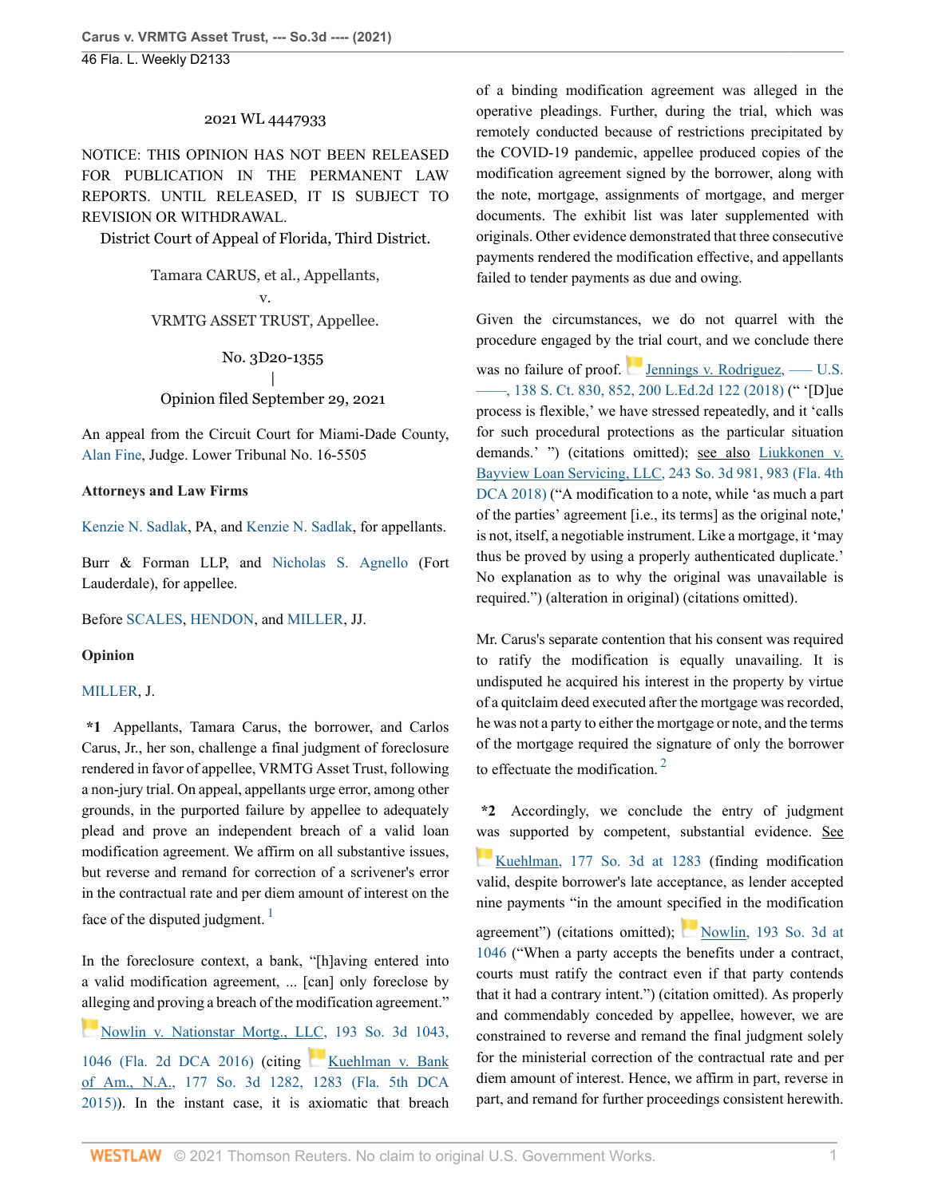2021 WL 4447933

NOTICE: THIS OPINION HAS NOT BEEN RELEASED FOR PUBLICATION IN THE PERMANENT LAW REPORTS. UNTIL RELEASED, IT IS SUBJECT TO REVISION OR WITHDRAWAL.

District Court of Appeal of Florida, Third District.

Tamara CARUS, et al., Appellants,
v.
VRMTG ASSET TRUST, Appellee.

No. 3D20-1355
|
Opinion filed September 29, 2021

An appeal from the Circuit Court for Miami-Dade County, Alan Fine, Judge. Lower Tribunal No. 16-5505

**Attorneys and Law Firms**

Kenzie N. Sadlak, PA, and Kenzie N. Sadlak, for appellants.

Burr & Forman LLP, and Nicholas S. Agnello (Fort Lauderdale), for appellee.

Before SCALES, HENDON, and MILLER, JJ.

**Opinion**

MILLER, J.

**\*1** Appellants, Tamara Carus, the borrower, and Carlos Carus, Jr., her son, challenge a final judgment of foreclosure rendered in favor of appellee, VRMTG Asset Trust, following a non-jury trial. On appeal, appellants urge error, among other grounds, in the purported failure by appellee to adequately plead and prove an independent breach of a valid loan modification agreement. We affirm on all substantive issues, but reverse and remand for correction of a scrivener's error in the contractual rate and per diem amount of interest on the face of the disputed judgment. [1]

In the foreclosure context, a bank, "[h]aving entered into a valid modification agreement, ... [can] only foreclose by alleging and proving a breach of the modification agreement." Nowlin v. Nationstar Mortg., LLC, 193 So. 3d 1043, 1046 (Fla. 2d DCA 2016) (citing Kuehlman v. Bank of Am., N.A., 177 So. 3d 1282, 1283 (Fla. 5th DCA 2015)). In the instant case, it is axiomatic that breach of a binding modification agreement was alleged in the operative pleadings. Further, during the trial, which was remotely conducted because of restrictions precipitated by the COVID-19 pandemic, appellee produced copies of the modification agreement signed by the borrower, along with the note, mortgage, assignments of mortgage, and merger documents. The exhibit list was later supplemented with originals. Other evidence demonstrated that three consecutive payments rendered the modification effective, and appellants failed to tender payments as due and owing.

Given the circumstances, we do not quarrel with the procedure engaged by the trial court, and we conclude there was no failure of proof. Jennings v. Rodriguez, ––– U.S. ––––, 138 S. Ct. 830, 852, 200 L.Ed.2d 122 (2018) (" '[D]ue process is flexible,' we have stressed repeatedly, and it 'calls for such procedural protections as the particular situation demands.' ") (citations omitted); see also Liukkonen v. Bayview Loan Servicing, LLC, 243 So. 3d 981, 983 (Fla. 4th DCA 2018) ("A modification to a note, while 'as much a part of the parties' agreement [i.e., its terms] as the original note,' is not, itself, a negotiable instrument. Like a mortgage, it 'may thus be proved by using a properly authenticated duplicate.' No explanation as to why the original was unavailable is required.") (alteration in original) (citations omitted).

Mr. Carus's separate contention that his consent was required to ratify the modification is equally unavailing. It is undisputed he acquired his interest in the property by virtue of a quitclaim deed executed after the mortgage was recorded, he was not a party to either the mortgage or note, and the terms of the mortgage required the signature of only the borrower to effectuate the modification. [2]

**\*2** Accordingly, we conclude the entry of judgment was supported by competent, substantial evidence. See Kuehlman, 177 So. 3d at 1283 (finding modification valid, despite borrower's late acceptance, as lender accepted nine payments "in the amount specified in the modification agreement") (citations omitted); Nowlin, 193 So. 3d at 1046 ("When a party accepts the benefits under a contract, courts must ratify the contract even if that party contends that it had a contrary intent.") (citation omitted). As properly and commendably conceded by appellee, however, we are constrained to reverse and remand the final judgment solely for the ministerial correction of the contractual rate and per diem amount of interest. Hence, we affirm in part, reverse in part, and remand for further proceedings consistent herewith.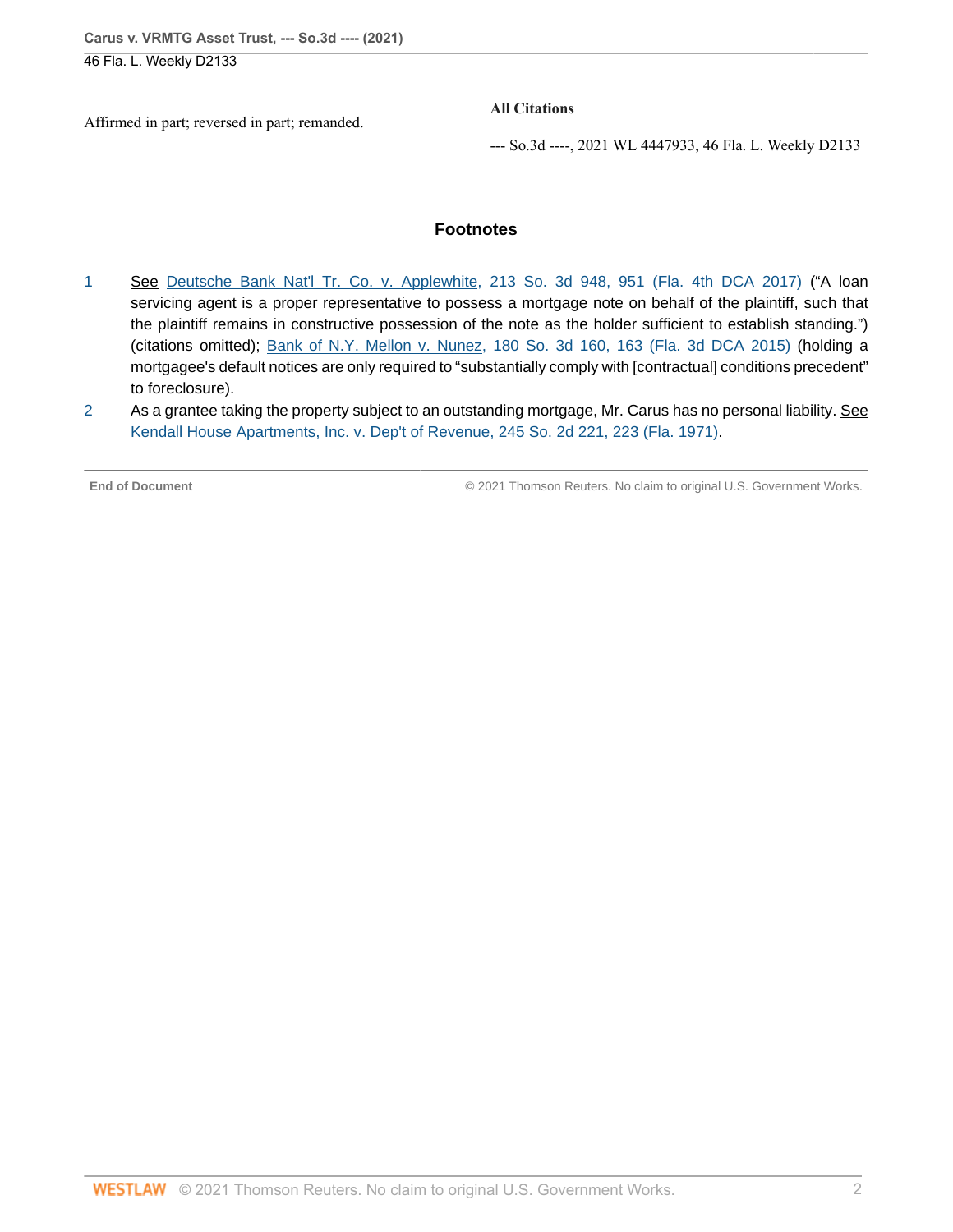Affirmed in part; reversed in part; remanded.

**All Citations**

--- So.3d ----, 2021 WL 4447933, 46 Fla. L. Weekly D2133

## Footnotes

1. See Deutsche Bank Nat'l Tr. Co. v. Applewhite, 213 So. 3d 948, 951 (Fla. 4th DCA 2017) ("A loan servicing agent is a proper representative to possess a mortgage note on behalf of the plaintiff, such that the plaintiff remains in constructive possession of the note as the holder sufficient to establish standing.") (citations omitted); Bank of N.Y. Mellon v. Nunez, 180 So. 3d 160, 163 (Fla. 3d DCA 2015) (holding a mortgagee's default notices are only required to "substantially comply with [contractual] conditions precedent" to foreclosure).
2. As a grantee taking the property subject to an outstanding mortgage, Mr. Carus has no personal liability. See Kendall House Apartments, Inc. v. Dep't of Revenue, 245 So. 2d 221, 223 (Fla. 1971).

End of Document © 2021 Thomson Reuters. No claim to original U.S. Government Works.